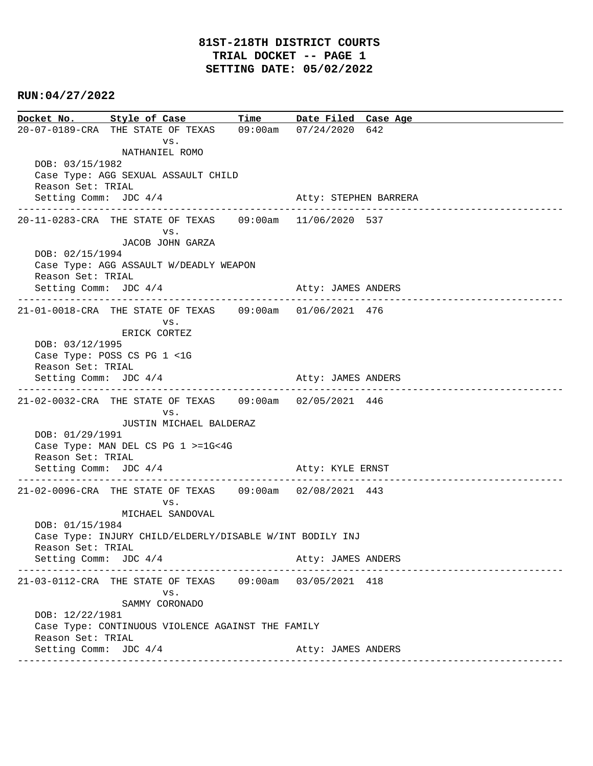# 81ST-218TH DISTRICT COURTS
## TRIAL DOCKET -- PAGE 1
## SETTING DATE: 05/02/2022

**RUN:04/27/2022**

| Docket No. | Style of Case | Time | Date Filed | Case Age |
|---|---|---|---|---|
| 20-07-0189-CRA | THE STATE OF TEXAS vs. NATHANIEL ROMO | 09:00am | 07/24/2020 | 642 |

DOB: 03/15/1982
Case Type: AGG SEXUAL ASSAULT CHILD
Reason Set: TRIAL
Setting Comm: JDC 4/4 — Atty: STEPHEN BARRERA

---

| Docket No. | Style of Case | Time | Date Filed | Case Age |
|---|---|---|---|---|
| 20-11-0283-CRA | THE STATE OF TEXAS vs. JACOB JOHN GARZA | 09:00am | 11/06/2020 | 537 |

DOB: 02/15/1994
Case Type: AGG ASSAULT W/DEADLY WEAPON
Reason Set: TRIAL
Setting Comm: JDC 4/4 — Atty: JAMES ANDERS

---

| Docket No. | Style of Case | Time | Date Filed | Case Age |
|---|---|---|---|---|
| 21-01-0018-CRA | THE STATE OF TEXAS vs. ERICK CORTEZ | 09:00am | 01/06/2021 | 476 |

DOB: 03/12/1995
Case Type: POSS CS PG 1 <1G
Reason Set: TRIAL
Setting Comm: JDC 4/4 — Atty: JAMES ANDERS

---

| Docket No. | Style of Case | Time | Date Filed | Case Age |
|---|---|---|---|---|
| 21-02-0032-CRA | THE STATE OF TEXAS vs. JUSTIN MICHAEL BALDERAZ | 09:00am | 02/05/2021 | 446 |

DOB: 01/29/1991
Case Type: MAN DEL CS PG 1 >=1G<4G
Reason Set: TRIAL
Setting Comm: JDC 4/4 — Atty: KYLE ERNST

---

| Docket No. | Style of Case | Time | Date Filed | Case Age |
|---|---|---|---|---|
| 21-02-0096-CRA | THE STATE OF TEXAS vs. MICHAEL SANDOVAL | 09:00am | 02/08/2021 | 443 |

DOB: 01/15/1984
Case Type: INJURY CHILD/ELDERLY/DISABLE W/INT BODILY INJ
Reason Set: TRIAL
Setting Comm: JDC 4/4 — Atty: JAMES ANDERS

---

| Docket No. | Style of Case | Time | Date Filed | Case Age |
|---|---|---|---|---|
| 21-03-0112-CRA | THE STATE OF TEXAS vs. SAMMY CORONADO | 09:00am | 03/05/2021 | 418 |

DOB: 12/22/1981
Case Type: CONTINUOUS VIOLENCE AGAINST THE FAMILY
Reason Set: TRIAL
Setting Comm: JDC 4/4 — Atty: JAMES ANDERS

---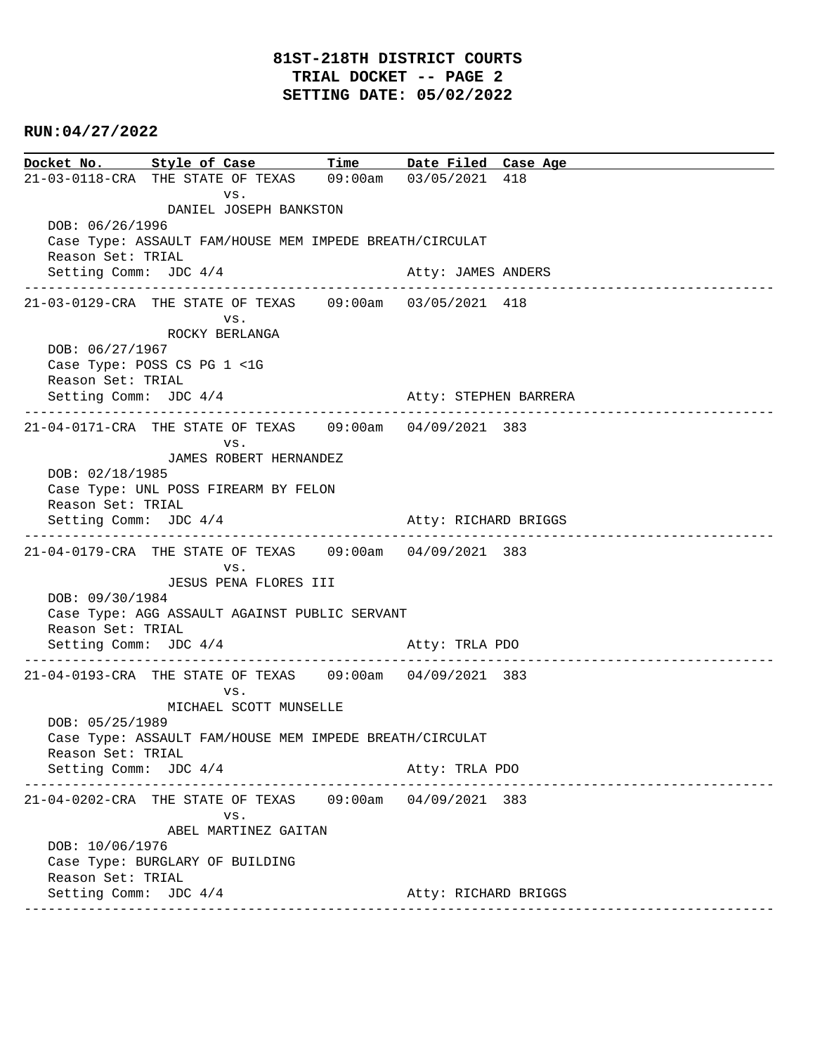**81ST-218TH DISTRICT COURTS**
**TRIAL DOCKET -- PAGE 2**
**SETTING DATE: 05/02/2022**

**RUN:04/27/2022**

| Docket No. | Style of Case | Time | Date Filed | Case Age |
|---|---|---|---|---|

21-03-0118-CRA THE STATE OF TEXAS vs. DANIEL JOSEPH BANKSTON — 09:00am — 03/05/2021 — 418

DOB: 06/26/1996
Case Type: ASSAULT FAM/HOUSE MEM IMPEDE BREATH/CIRCULAT
Reason Set: TRIAL
Setting Comm: JDC 4/4 — Atty: JAMES ANDERS

---

21-03-0129-CRA THE STATE OF TEXAS vs. ROCKY BERLANGA — 09:00am — 03/05/2021 — 418

DOB: 06/27/1967
Case Type: POSS CS PG 1 <1G
Reason Set: TRIAL
Setting Comm: JDC 4/4 — Atty: STEPHEN BARRERA

---

21-04-0171-CRA THE STATE OF TEXAS vs. JAMES ROBERT HERNANDEZ — 09:00am — 04/09/2021 — 383

DOB: 02/18/1985
Case Type: UNL POSS FIREARM BY FELON
Reason Set: TRIAL
Setting Comm: JDC 4/4 — Atty: RICHARD BRIGGS

---

21-04-0179-CRA THE STATE OF TEXAS vs. JESUS PENA FLORES III — 09:00am — 04/09/2021 — 383

DOB: 09/30/1984
Case Type: AGG ASSAULT AGAINST PUBLIC SERVANT
Reason Set: TRIAL
Setting Comm: JDC 4/4 — Atty: TRLA PDO

---

21-04-0193-CRA THE STATE OF TEXAS vs. MICHAEL SCOTT MUNSELLE — 09:00am — 04/09/2021 — 383

DOB: 05/25/1989
Case Type: ASSAULT FAM/HOUSE MEM IMPEDE BREATH/CIRCULAT
Reason Set: TRIAL
Setting Comm: JDC 4/4 — Atty: TRLA PDO

---

21-04-0202-CRA THE STATE OF TEXAS vs. ABEL MARTINEZ GAITAN — 09:00am — 04/09/2021 — 383

DOB: 10/06/1976
Case Type: BURGLARY OF BUILDING
Reason Set: TRIAL
Setting Comm: JDC 4/4 — Atty: RICHARD BRIGGS

---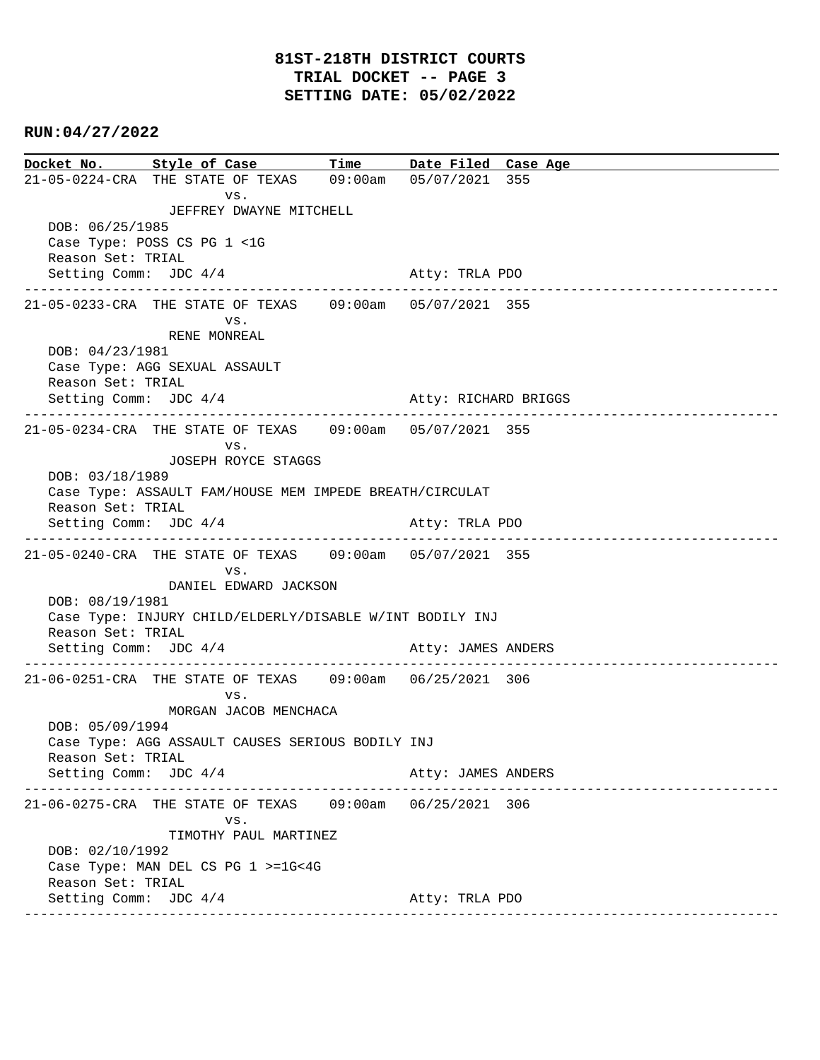# 81ST-218TH DISTRICT COURTS
# TRIAL DOCKET -- PAGE 3
# SETTING DATE: 05/02/2022

**RUN:04/27/2022**

| Docket No. | Style of Case | Time | Date Filed | Case Age |
|---|---|---|---|---|
| 21-05-0224-CRA | THE STATE OF TEXAS vs. JEFFREY DWAYNE MITCHELL | 09:00am | 05/07/2021 | 355 |

DOB: 06/25/1985
Case Type: POSS CS PG 1 <1G
Reason Set: TRIAL
Setting Comm: JDC 4/4 Atty: TRLA PDO

---

| Docket No. | Style of Case | Time | Date Filed | Case Age |
|---|---|---|---|---|
| 21-05-0233-CRA | THE STATE OF TEXAS vs. RENE MONREAL | 09:00am | 05/07/2021 | 355 |

DOB: 04/23/1981
Case Type: AGG SEXUAL ASSAULT
Reason Set: TRIAL
Setting Comm: JDC 4/4 Atty: RICHARD BRIGGS

---

| Docket No. | Style of Case | Time | Date Filed | Case Age |
|---|---|---|---|---|
| 21-05-0234-CRA | THE STATE OF TEXAS vs. JOSEPH ROYCE STAGGS | 09:00am | 05/07/2021 | 355 |

DOB: 03/18/1989
Case Type: ASSAULT FAM/HOUSE MEM IMPEDE BREATH/CIRCULAT
Reason Set: TRIAL
Setting Comm: JDC 4/4 Atty: TRLA PDO

---

| Docket No. | Style of Case | Time | Date Filed | Case Age |
|---|---|---|---|---|
| 21-05-0240-CRA | THE STATE OF TEXAS vs. DANIEL EDWARD JACKSON | 09:00am | 05/07/2021 | 355 |

DOB: 08/19/1981
Case Type: INJURY CHILD/ELDERLY/DISABLE W/INT BODILY INJ
Reason Set: TRIAL
Setting Comm: JDC 4/4 Atty: JAMES ANDERS

---

| Docket No. | Style of Case | Time | Date Filed | Case Age |
|---|---|---|---|---|
| 21-06-0251-CRA | THE STATE OF TEXAS vs. MORGAN JACOB MENCHACA | 09:00am | 06/25/2021 | 306 |

DOB: 05/09/1994
Case Type: AGG ASSAULT CAUSES SERIOUS BODILY INJ
Reason Set: TRIAL
Setting Comm: JDC 4/4 Atty: JAMES ANDERS

---

| Docket No. | Style of Case | Time | Date Filed | Case Age |
|---|---|---|---|---|
| 21-06-0275-CRA | THE STATE OF TEXAS vs. TIMOTHY PAUL MARTINEZ | 09:00am | 06/25/2021 | 306 |

DOB: 02/10/1992
Case Type: MAN DEL CS PG 1 >=1G<4G
Reason Set: TRIAL
Setting Comm: JDC 4/4 Atty: TRLA PDO

---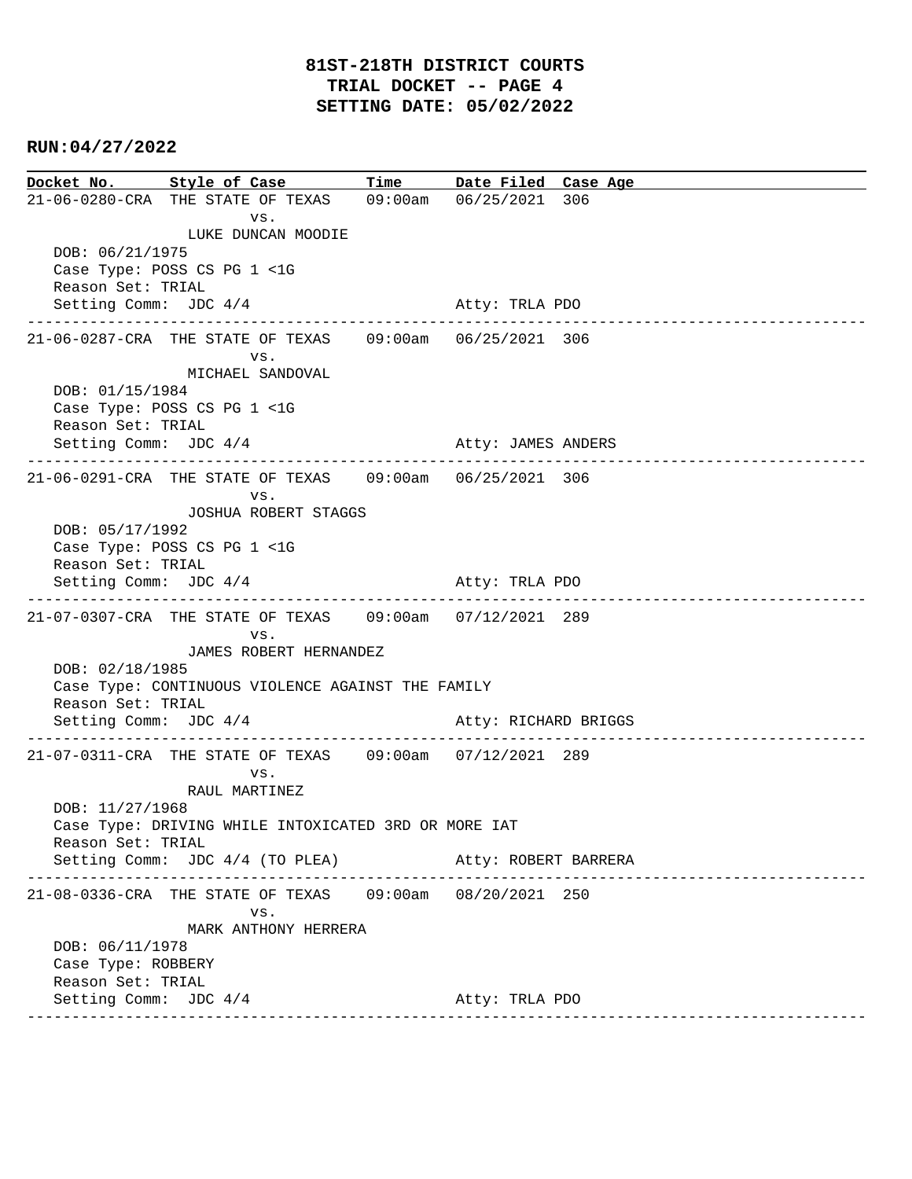# 81ST-218TH DISTRICT COURTS
## TRIAL DOCKET -- PAGE 4
## SETTING DATE: 05/02/2022

**RUN:04/27/2022**

| Docket No. | Style of Case | Time | Date Filed | Case Age |
|---|---|---|---|---|
| 21-06-0280-CRA | THE STATE OF TEXAS vs. LUKE DUNCAN MOODIE | 09:00am | 06/25/2021 | 306 |

DOB: 06/21/1975
Case Type: POSS CS PG 1 <1G
Reason Set: TRIAL
Setting Comm: JDC 4/4 — Atty: TRLA PDO

---

| Docket No. | Style of Case | Time | Date Filed | Case Age |
|---|---|---|---|---|
| 21-06-0287-CRA | THE STATE OF TEXAS vs. MICHAEL SANDOVAL | 09:00am | 06/25/2021 | 306 |

DOB: 01/15/1984
Case Type: POSS CS PG 1 <1G
Reason Set: TRIAL
Setting Comm: JDC 4/4 — Atty: JAMES ANDERS

---

| Docket No. | Style of Case | Time | Date Filed | Case Age |
|---|---|---|---|---|
| 21-06-0291-CRA | THE STATE OF TEXAS vs. JOSHUA ROBERT STAGGS | 09:00am | 06/25/2021 | 306 |

DOB: 05/17/1992
Case Type: POSS CS PG 1 <1G
Reason Set: TRIAL
Setting Comm: JDC 4/4 — Atty: TRLA PDO

---

| Docket No. | Style of Case | Time | Date Filed | Case Age |
|---|---|---|---|---|
| 21-07-0307-CRA | THE STATE OF TEXAS vs. JAMES ROBERT HERNANDEZ | 09:00am | 07/12/2021 | 289 |

DOB: 02/18/1985
Case Type: CONTINUOUS VIOLENCE AGAINST THE FAMILY
Reason Set: TRIAL
Setting Comm: JDC 4/4 — Atty: RICHARD BRIGGS

---

| Docket No. | Style of Case | Time | Date Filed | Case Age |
|---|---|---|---|---|
| 21-07-0311-CRA | THE STATE OF TEXAS vs. RAUL MARTINEZ | 09:00am | 07/12/2021 | 289 |

DOB: 11/27/1968
Case Type: DRIVING WHILE INTOXICATED 3RD OR MORE IAT
Reason Set: TRIAL
Setting Comm: JDC 4/4 (TO PLEA) — Atty: ROBERT BARRERA

---

| Docket No. | Style of Case | Time | Date Filed | Case Age |
|---|---|---|---|---|
| 21-08-0336-CRA | THE STATE OF TEXAS vs. MARK ANTHONY HERRERA | 09:00am | 08/20/2021 | 250 |

DOB: 06/11/1978
Case Type: ROBBERY
Reason Set: TRIAL
Setting Comm: JDC 4/4 — Atty: TRLA PDO

---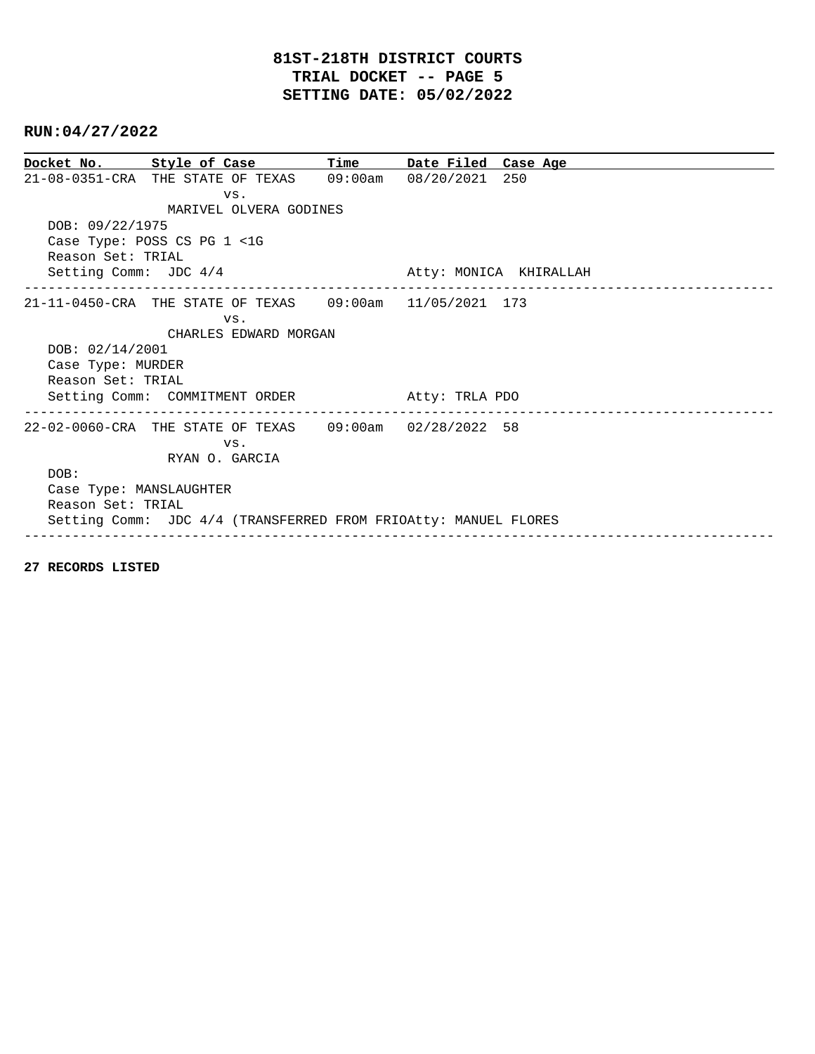**81ST-218TH DISTRICT COURTS**
**TRIAL DOCKET -- PAGE 5**
**SETTING DATE: 05/02/2022**

**RUN:04/27/2022**

| Docket No. | Style of Case | Time | Date Filed | Case Age |
|---|---|---|---|---|
| 21-08-0351-CRA | THE STATE OF TEXAS vs. MARIVEL OLVERA GODINES | 09:00am | 08/20/2021 | 250 |

DOB: 09/22/1975
Case Type: POSS CS PG 1 <1G
Reason Set: TRIAL
Setting Comm: JDC 4/4 — Atty: MONICA KHIRALLAH

---

| Docket No. | Style of Case | Time | Date Filed | Case Age |
|---|---|---|---|---|
| 21-11-0450-CRA | THE STATE OF TEXAS vs. CHARLES EDWARD MORGAN | 09:00am | 11/05/2021 | 173 |

DOB: 02/14/2001
Case Type: MURDER
Reason Set: TRIAL
Setting Comm: COMMITMENT ORDER — Atty: TRLA PDO

---

| Docket No. | Style of Case | Time | Date Filed | Case Age |
|---|---|---|---|---|
| 22-02-0060-CRA | THE STATE OF TEXAS vs. RYAN O. GARCIA | 09:00am | 02/28/2022 | 58 |

DOB:
Case Type: MANSLAUGHTER
Reason Set: TRIAL
Setting Comm: JDC 4/4 (TRANSFERRED FROM FRIOAtty: MANUEL FLORES

---

**27 RECORDS LISTED**